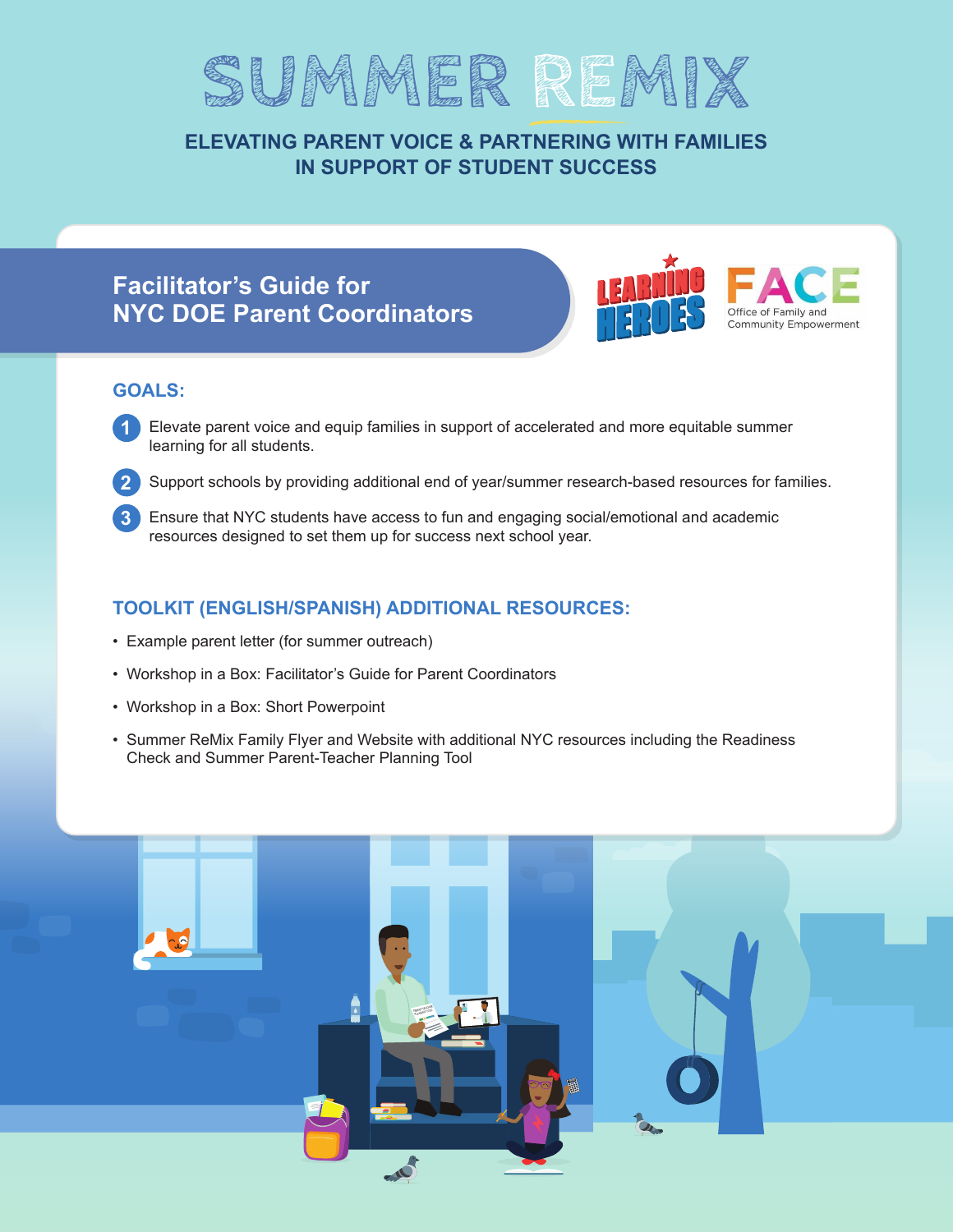# SUMMER REMIX

## ELEVATING PARENT VOICE & PARTNERING WITH FAMILIES IN SUPPORT OF STUDENT SUCCESS

## Facilitator's Guide for NYC DOE Parent Coordinators

LEARNING HEROES

FACE Office of Family and Community Empowerment

### GOALS:

1. Elevate parent voice and equip families in support of accelerated and more equitable summer learning for all students.
2. Support schools by providing additional end of year/summer research-based resources for families.
3. Ensure that NYC students have access to fun and engaging social/emotional and academic resources designed to set them up for success next school year.

### TOOLKIT (ENGLISH/SPANISH) ADDITIONAL RESOURCES:

- Example parent letter (for summer outreach)
- Workshop in a Box: Facilitator's Guide for Parent Coordinators
- Workshop in a Box: Short Powerpoint
- Summer ReMix Family Flyer and Website with additional NYC resources including the Readiness Check and Summer Parent-Teacher Planning Tool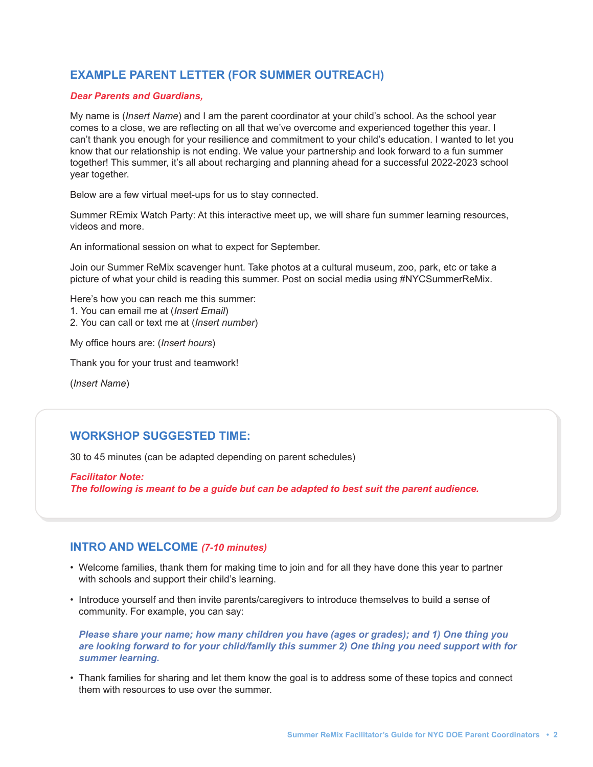## EXAMPLE PARENT LETTER (FOR SUMMER OUTREACH)

***Dear Parents and Guardians,***

My name is (*Insert Name*) and I am the parent coordinator at your child's school. As the school year comes to a close, we are reflecting on all that we've overcome and experienced together this year. I can't thank you enough for your resilience and commitment to your child's education. I wanted to let you know that our relationship is not ending. We value your partnership and look forward to a fun summer together! This summer, it's all about recharging and planning ahead for a successful 2022-2023 school year together.

Below are a few virtual meet-ups for us to stay connected.

Summer REmix Watch Party: At this interactive meet up, we will share fun summer learning resources, videos and more.

An informational session on what to expect for September.

Join our Summer ReMix scavenger hunt. Take photos at a cultural museum, zoo, park, etc or take a picture of what your child is reading this summer. Post on social media using #NYCSummerReMix.

Here's how you can reach me this summer:
1. You can email me at (*Insert Email*)
2. You can call or text me at (*Insert number*)

My office hours are: (*Insert hours*)

Thank you for your trust and teamwork!

(*Insert Name*)

## WORKSHOP SUGGESTED TIME:

30 to 45 minutes (can be adapted depending on parent schedules)

***Facilitator Note:***
***The following is meant to be a guide but can be adapted to best suit the parent audience.***

## INTRO AND WELCOME *(7-10 minutes)*

- Welcome families, thank them for making time to join and for all they have done this year to partner with schools and support their child's learning.
- Introduce yourself and then invite parents/caregivers to introduce themselves to build a sense of community. For example, you can say:

  ***Please share your name; how many children you have (ages or grades); and 1) One thing you are looking forward to for your child/family this summer 2) One thing you need support with for summer learning.***

- Thank families for sharing and let them know the goal is to address some of these topics and connect them with resources to use over the summer.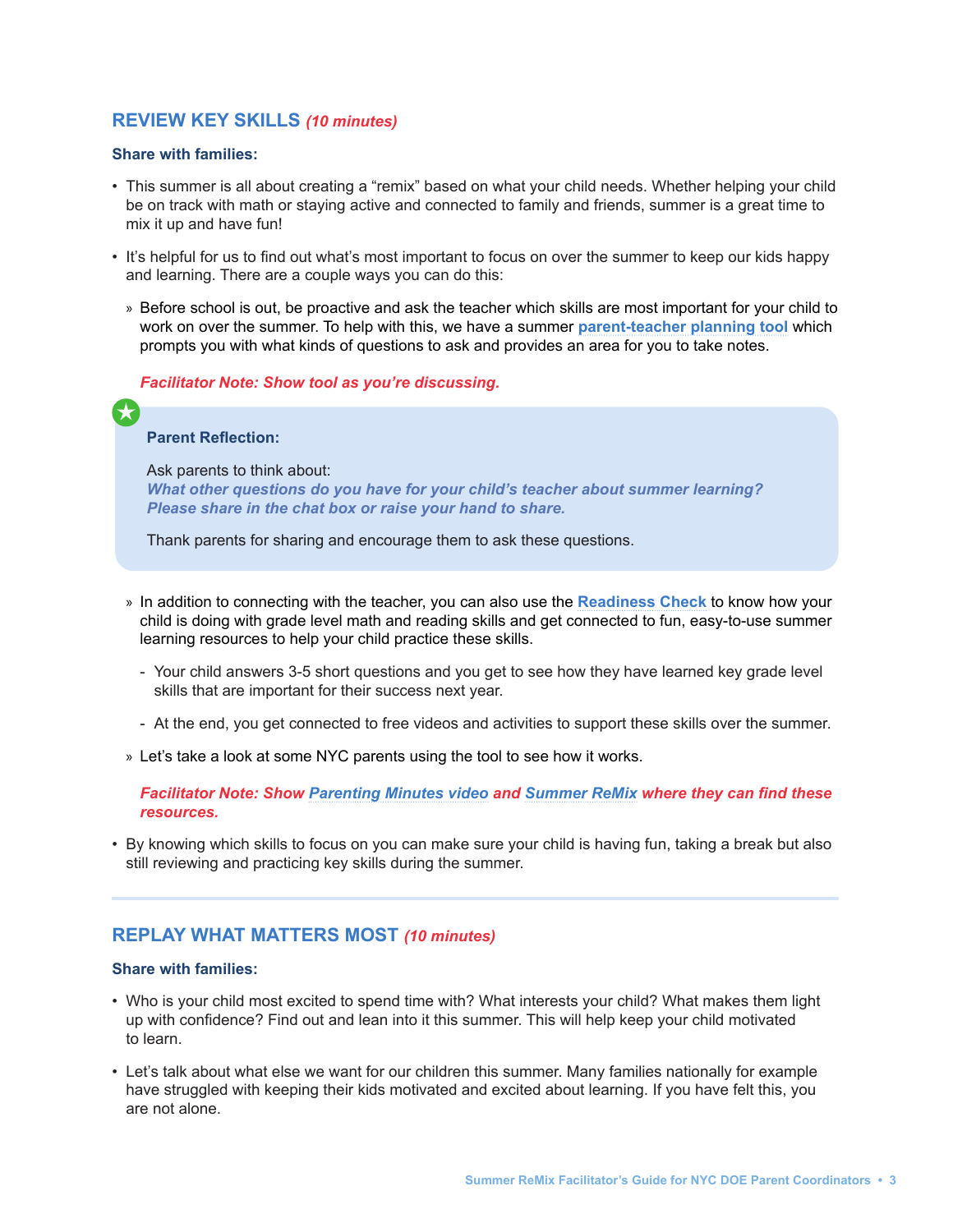## REVIEW KEY SKILLS *(10 minutes)*

**Share with families:**

- This summer is all about creating a "remix" based on what your child needs. Whether helping your child be on track with math or staying active and connected to family and friends, summer is a great time to mix it up and have fun!
- It's helpful for us to find out what's most important to focus on over the summer to keep our kids happy and learning. There are a couple ways you can do this:
  - Before school is out, be proactive and ask the teacher which skills are most important for your child to work on over the summer. To help with this, we have a summer **parent-teacher planning tool** which prompts you with what kinds of questions to ask and provides an area for you to take notes.

    ***Facilitator Note: Show tool as you're discussing.***

> **Parent Reflection:**
>
> Ask parents to think about:
> ***What other questions do you have for your child's teacher about summer learning? Please share in the chat box or raise your hand to share.***
>
> Thank parents for sharing and encourage them to ask these questions.

  - In addition to connecting with the teacher, you can also use the **Readiness Check** to know how your child is doing with grade level math and reading skills and get connected to fun, easy-to-use summer learning resources to help your child practice these skills.
    - Your child answers 3-5 short questions and you get to see how they have learned key grade level skills that are important for their success next year.
    - At the end, you get connected to free videos and activities to support these skills over the summer.
  - Let's take a look at some NYC parents using the tool to see how it works.

    ***Facilitator Note: Show Parenting Minutes video and Summer ReMix where they can find these resources.***

- By knowing which skills to focus on you can make sure your child is having fun, taking a break but also still reviewing and practicing key skills during the summer.

---

## REPLAY WHAT MATTERS MOST *(10 minutes)*

**Share with families:**

- Who is your child most excited to spend time with? What interests your child? What makes them light up with confidence? Find out and lean into it this summer. This will help keep your child motivated to learn.
- Let's talk about what else we want for our children this summer. Many families nationally for example have struggled with keeping their kids motivated and excited about learning. If you have felt this, you are not alone.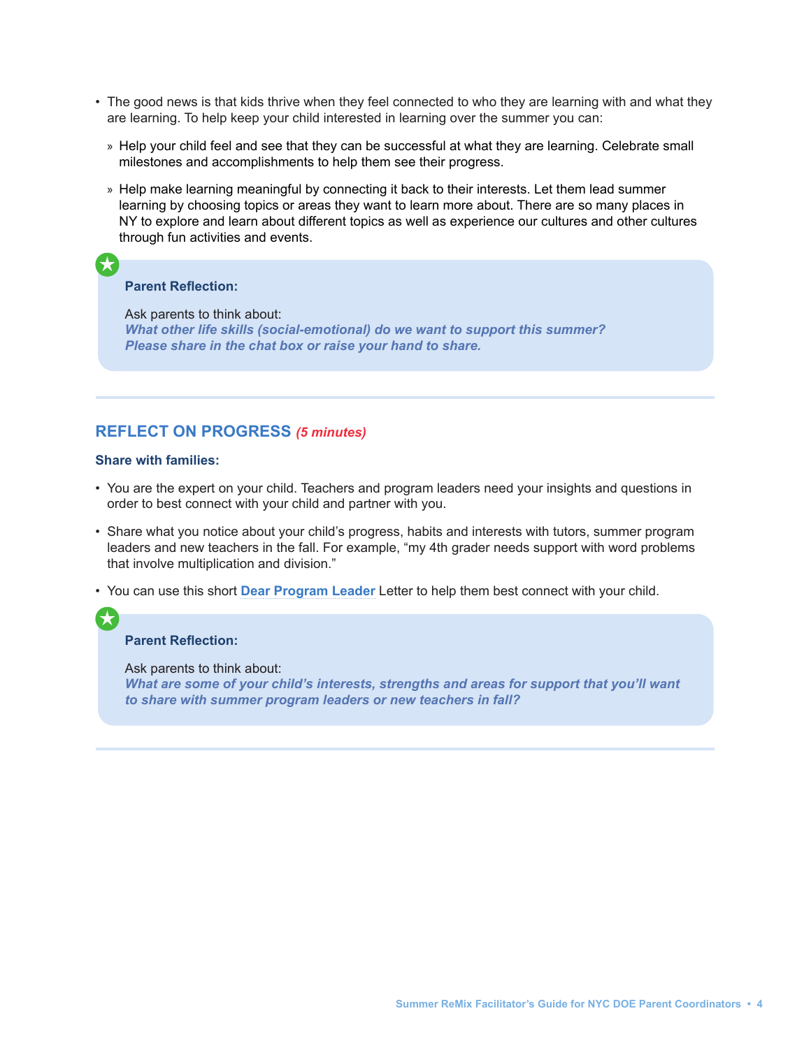- The good news is that kids thrive when they feel connected to who they are learning with and what they are learning. To help keep your child interested in learning over the summer you can:
  - Help your child feel and see that they can be successful at what they are learning. Celebrate small milestones and accomplishments to help them see their progress.
  - Help make learning meaningful by connecting it back to their interests. Let them lead summer learning by choosing topics or areas they want to learn more about. There are so many places in NY to explore and learn about different topics as well as experience our cultures and other cultures through fun activities and events.

**Parent Reflection:**

Ask parents to think about:
***What other life skills (social-emotional) do we want to support this summer? Please share in the chat box or raise your hand to share.***

---

## REFLECT ON PROGRESS *(5 minutes)*

**Share with families:**

- You are the expert on your child. Teachers and program leaders need your insights and questions in order to best connect with your child and partner with you.
- Share what you notice about your child's progress, habits and interests with tutors, summer program leaders and new teachers in the fall. For example, "my 4th grader needs support with word problems that involve multiplication and division."
- You can use this short **Dear Program Leader** Letter to help them best connect with your child.

**Parent Reflection:**

Ask parents to think about:
***What are some of your child's interests, strengths and areas for support that you'll want to share with summer program leaders or new teachers in fall?***

---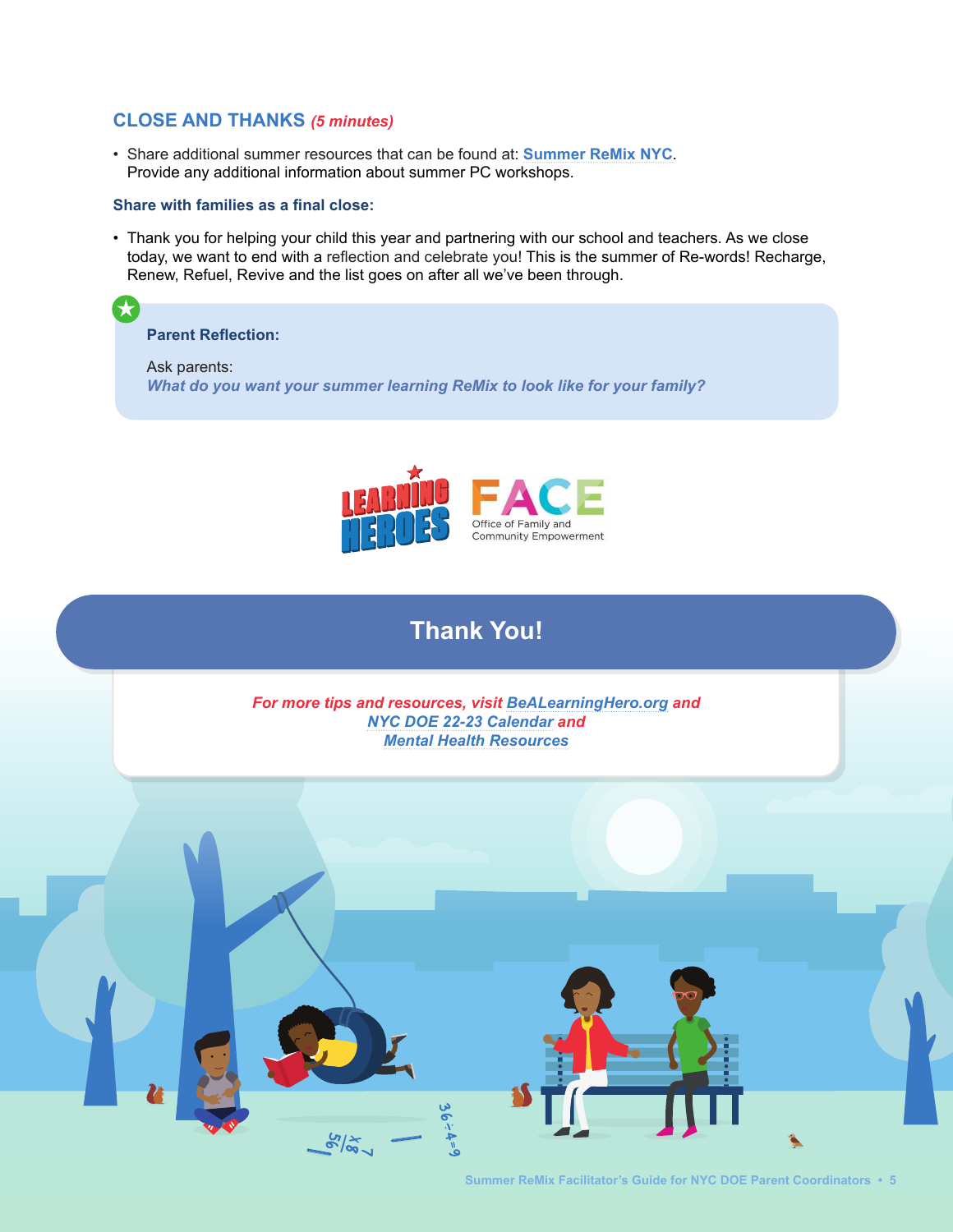## CLOSE AND THANKS *(5 minutes)*

- Share additional summer resources that can be found at: **Summer ReMix NYC**. Provide any additional information about summer PC workshops.

### Share with families as a final close:

- Thank you for helping your child this year and partnering with our school and teachers. As we close today, we want to end with a reflection and celebrate you! This is the summer of Re-words! Recharge, Renew, Refuel, Revive and the list goes on after all we've been through.

**Parent Reflection:**

Ask parents:
***What do you want your summer learning ReMix to look like for your family?***

LEARNING HEROES

FACE
Office of Family and Community Empowerment

## Thank You!

*For more tips and resources, visit BeALearningHero.org and NYC DOE 22-23 Calendar and Mental Health Resources*